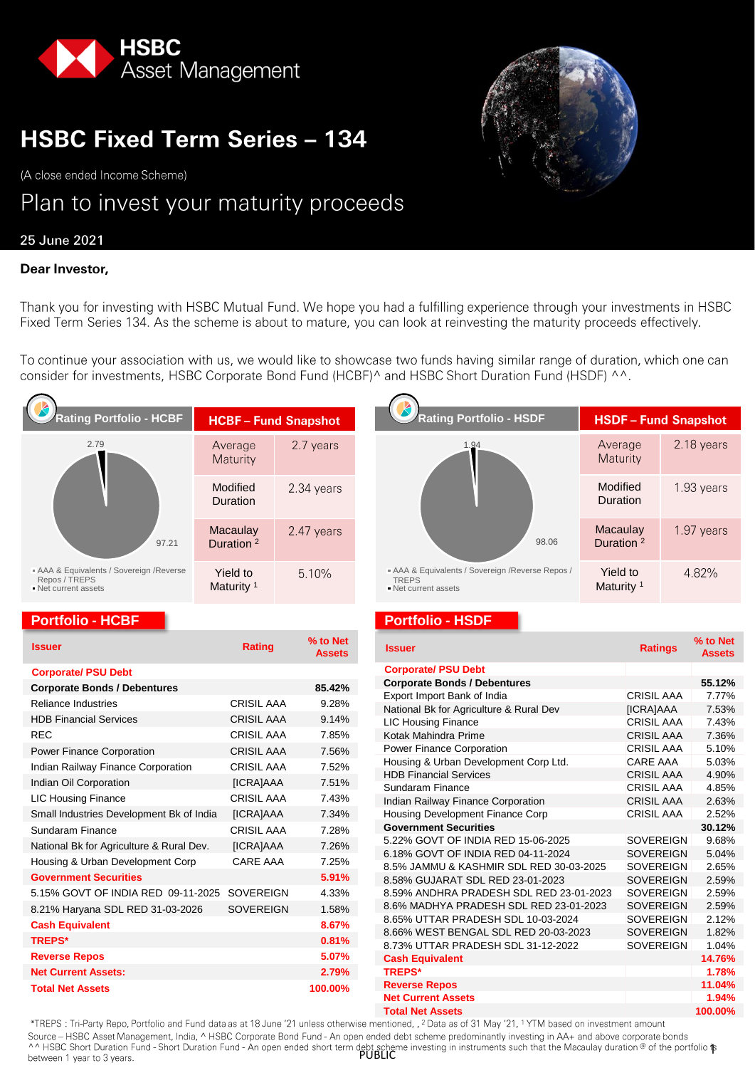# HSBC Fixed Term Series – 134

(A close ended Income Scheme)

## Plan to invest your maturity proceeds

25 June 2021

**Dear Investor,**

Thank you for investing with HSBC Mutual Fund. We hope you had a fulfilling experience through your investments in HSBC Fixed Term Series 134. As the scheme is about to mature, you can look at reinvesting the maturity proceeds effectively.

To continue your association with us, we would like to showcase two funds having similar range of duration, which one can consider for investments, HSBC Corporate Bond Fund (HCBF)^ and HSBC Short Duration Fund (HSDF) ^^.

### Rating Portfolio - HCBF

- AAA & Equivalents / Sovereign /Reverse Repos / TREPS: 97.21
- Net current assets: 2.79

### HCBF – Fund Snapshot

| | |
|---|---|
| Average Maturity | 2.7 years |
| Modified Duration | 2.34 years |
| Macaulay Duration [2] | 2.47 years |
| Yield to Maturity [1] | 5.10% |

### Rating Portfolio - HSDF

- AAA & Equivalents / Sovereign /Reverse Repos / TREPS: 98.06
- Net current assets: 1.94

### HSDF – Fund Snapshot

| | |
|---|---|
| Average Maturity | 2.18 years |
| Modified Duration | 1.93 years |
| Macaulay Duration [2] | 1.97 years |
| Yield to Maturity [1] | 4.82% |

### Portfolio - HCBF

| Issuer | Rating | % to Net Assets |
|---|---|---|
| **Corporate/ PSU Debt** | | |
| **Corporate Bonds / Debentures** | | **85.42%** |
| Reliance Industries | CRISIL AAA | 9.28% |
| HDB Financial Services | CRISIL AAA | 9.14% |
| REC | CRISIL AAA | 7.85% |
| Power Finance Corporation | CRISIL AAA | 7.56% |
| Indian Railway Finance Corporation | CRISIL AAA | 7.52% |
| Indian Oil Corporation | [ICRA]AAA | 7.51% |
| LIC Housing Finance | CRISIL AAA | 7.43% |
| Small Industries Development Bk of India | [ICRA]AAA | 7.34% |
| Sundaram Finance | CRISIL AAA | 7.28% |
| National Bk for Agriculture & Rural Dev. | [ICRA]AAA | 7.26% |
| Housing & Urban Development Corp | CARE AAA | 7.25% |
| **Government Securities** | | **5.91%** |
| 5.15% GOVT OF INDIA RED 09-11-2025 | SOVEREIGN | 4.33% |
| 8.21% Haryana SDL RED 31-03-2026 | SOVEREIGN | 1.58% |
| **Cash Equivalent** | | **8.67%** |
| **TREPS*** | | **0.81%** |
| **Reverse Repos** | | **5.07%** |
| **Net Current Assets:** | | **2.79%** |
| **Total Net Assets** | | **100.00%** |

### Portfolio - HSDF

| Issuer | Ratings | % to Net Assets |
|---|---|---|
| **Corporate/ PSU Debt** | | |
| **Corporate Bonds / Debentures** | | **55.12%** |
| Export Import Bank of India | CRISIL AAA | 7.77% |
| National Bk for Agriculture & Rural Dev | [ICRA]AAA | 7.53% |
| LIC Housing Finance | CRISIL AAA | 7.43% |
| Kotak Mahindra Prime | CRISIL AAA | 7.36% |
| Power Finance Corporation | CRISIL AAA | 5.10% |
| Housing & Urban Development Corp Ltd. | CARE AAA | 5.03% |
| HDB Financial Services | CRISIL AAA | 4.90% |
| Sundaram Finance | CRISIL AAA | 4.85% |
| Indian Railway Finance Corporation | CRISIL AAA | 2.63% |
| Housing Development Finance Corp | CRISIL AAA | 2.52% |
| **Government Securities** | | **30.12%** |
| 5.22% GOVT OF INDIA RED 15-06-2025 | SOVEREIGN | 9.68% |
| 6.18% GOVT OF INDIA RED 04-11-2024 | SOVEREIGN | 5.04% |
| 8.5% JAMMU & KASHMIR SDL RED 30-03-2025 | SOVEREIGN | 2.65% |
| 8.58% GUJARAT SDL RED 23-01-2023 | SOVEREIGN | 2.59% |
| 8.59% ANDHRA PRADESH SDL RED 23-01-2023 | SOVEREIGN | 2.59% |
| 8.6% MADHYA PRADESH SDL RED 23-01-2023 | SOVEREIGN | 2.59% |
| 8.65% UTTAR PRADESH SDL 10-03-2024 | SOVEREIGN | 2.12% |
| 8.66% WEST BENGAL SDL RED 20-03-2023 | SOVEREIGN | 1.82% |
| 8.73% UTTAR PRADESH SDL 31-12-2022 | SOVEREIGN | 1.04% |
| **Cash Equivalent** | | **14.76%** |
| **TREPS*** | | **1.78%** |
| **Reverse Repos** | | **11.04%** |
| **Net Current Assets** | | **1.94%** |
| **Total Net Assets** | | **100.00%** |

*TREPS : Tri-Party Repo, Portfolio and Fund data as at 18 June '21 unless otherwise mentioned, , [2] Data as of 31 May '21, [1] YTM based on investment amount

Source – HSBC Asset Management, India, ^ HSBC Corporate Bond Fund - An open ended debt scheme predominantly investing in AA+ and above corporate bonds

^^ HSBC Short Duration Fund - Short Duration Fund - An open ended short term debt scheme investing in instruments such that the Macaulay duration @ of the portfolio is between 1 year to 3 years.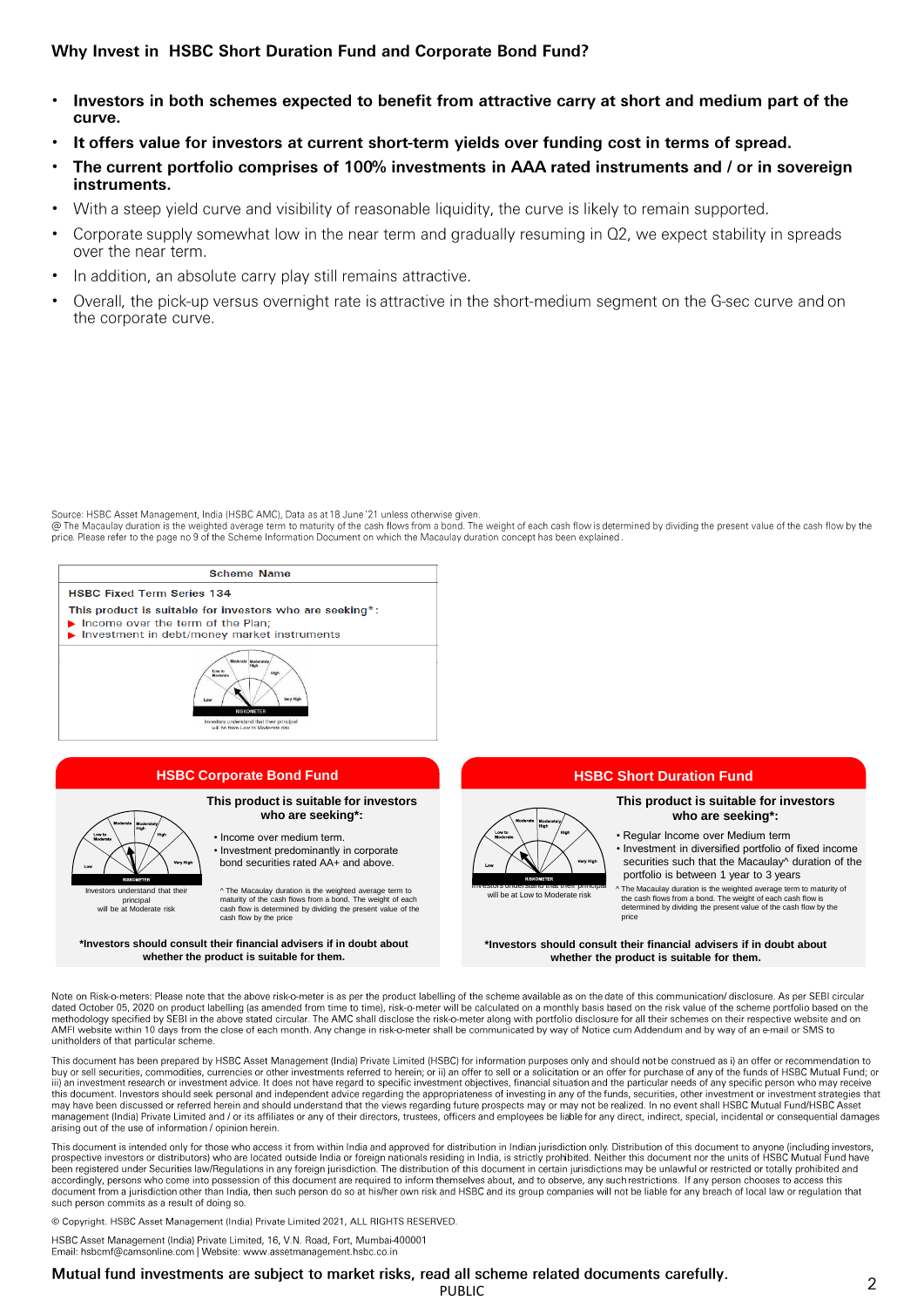## Why Invest in HSBC Short Duration Fund and Corporate Bond Fund?

- **Investors in both schemes expected to benefit from attractive carry at short and medium part of the curve.**
- **It offers value for investors at current short-term yields over funding cost in terms of spread.**
- **The current portfolio comprises of 100% investments in AAA rated instruments and / or in sovereign instruments.**
- With a steep yield curve and visibility of reasonable liquidity, the curve is likely to remain supported.
- Corporate supply somewhat low in the near term and gradually resuming in Q2, we expect stability in spreads over the near term.
- In addition, an absolute carry play still remains attractive.
- Overall, the pick-up versus overnight rate is attractive in the short-medium segment on the G-sec curve and on the corporate curve.

Source: HSBC Asset Management, India (HSBC AMC), Data as at 18 June '21 unless otherwise given.
@ The Macaulay duration is the weighted average term to maturity of the cash flows from a bond. The weight of each cash flow is determined by dividing the present value of the cash flow by the price. Please refer to the page no 9 of the Scheme Information Document on which the Macaulay duration concept has been explained.

| Scheme Name |
|---|
| **HSBC Fixed Term Series 134** |
| **This product is suitable for investors who are seeking\*:** |
| ▶ Income over the term of the Plan; |
| ▶ Investment in debt/money market instruments |
| Low, Low to Moderate, Moderate, Moderately High, High, Very High — RISKOMETER |
| Investors understand that their principal will be from Low to Moderate risk |

### HSBC Corporate Bond Fund

**This product is suitable for investors who are seeking\*:**

- Income over medium term.
- Investment predominantly in corporate bond securities rated AA+ and above.

Low, Low to Moderate, Moderate, Moderately High, High, Very High — RISKOMETER

Investors understand that their principal will be at Moderate risk

^ The Macaulay duration is the weighted average term to maturity of the cash flows from a bond. The weight of each cash flow is determined by dividing the present value of the cash flow by the price

**\*Investors should consult their financial advisers if in doubt about whether the product is suitable for them.**

### HSBC Short Duration Fund

**This product is suitable for investors who are seeking\*:**

- Regular Income over Medium term
- Investment in diversified portfolio of fixed income securities such that the Macaulay^ duration of the portfolio is between 1 year to 3 years

Low, Low to Moderate, Moderate, Moderately High, High, Very High — RISKOMETER

Investors understand that their principal will be at Low to Moderate risk

^ The Macaulay duration is the weighted average term to maturity of the cash flows from a bond. The weight of each cash flow is determined by dividing the present value of the cash flow by the price

**\*Investors should consult their financial advisers if in doubt about whether the product is suitable for them.**

Note on Risk-o-meters: Please note that the above risk-o-meter is as per the product labelling of the scheme available as on the date of this communication/ disclosure. As per SEBI circular dated October 05, 2020 on product labelling (as amended from time to time), risk-o-meter will be calculated on a monthly basis based on the risk value of the scheme portfolio based on the methodology specified by SEBI in the above stated circular. The AMC shall disclose the risk-o-meter along with portfolio disclosure for all their schemes on their respective website and on AMFI website within 10 days from the close of each month. Any change in risk-o-meter shall be communicated by way of Notice cum Addendum and by way of an e-mail or SMS to unitholders of that particular scheme.

This document has been prepared by HSBC Asset Management (India) Private Limited (HSBC) for information purposes only and should not be construed as i) an offer or recommendation to buy or sell securities, commodities, currencies or other investments referred to herein; or ii) an offer to sell or a solicitation or an offer for purchase of any of the funds of HSBC Mutual Fund; or iii) an investment research or investment advice. It does not have regard to specific investment objectives, financial situation and the particular needs of any specific person who may receive this document. Investors should seek personal and independent advice regarding the appropriateness of investing in any of the funds, securities, other investment or investment strategies that may have been discussed or referred herein and should understand that the views regarding future prospects may or may not be realized. In no event shall HSBC Mutual Fund/HSBC Asset management (India) Private Limited and / or its affiliates or any of their directors, trustees, officers and employees be liable for any direct, indirect, special, incidental or consequential damages arising out of the use of information / opinion herein.

This document is intended only for those who access it from within India and approved for distribution in Indian jurisdiction only. Distribution of this document to anyone (including investors, prospective investors or distributors) who are located outside India or foreign nationals residing in India, is strictly prohibited. Neither this document nor the units of HSBC Mutual Fund have been registered under Securities law/Regulations in any foreign jurisdiction. The distribution of this document in certain jurisdictions may be unlawful or restricted or totally prohibited and accordingly, persons who come into possession of this document are required to inform themselves about, and to observe, any such restrictions. If any person chooses to access this document from a jurisdiction other than India, then such person do so at his/her own risk and HSBC and its group companies will not be liable for any breach of local law or regulation that such person commits as a result of doing so.

© Copyright. HSBC Asset Management (India) Private Limited 2021, ALL RIGHTS RESERVED.

HSBC Asset Management (India) Private Limited, 16, V.N. Road, Fort, Mumbai-400001
Email: hsbcmf@camsonline.com | Website: www.assetmanagement.hsbc.co.in

**Mutual fund investments are subject to market risks, read all scheme related documents carefully.**

PUBLIC